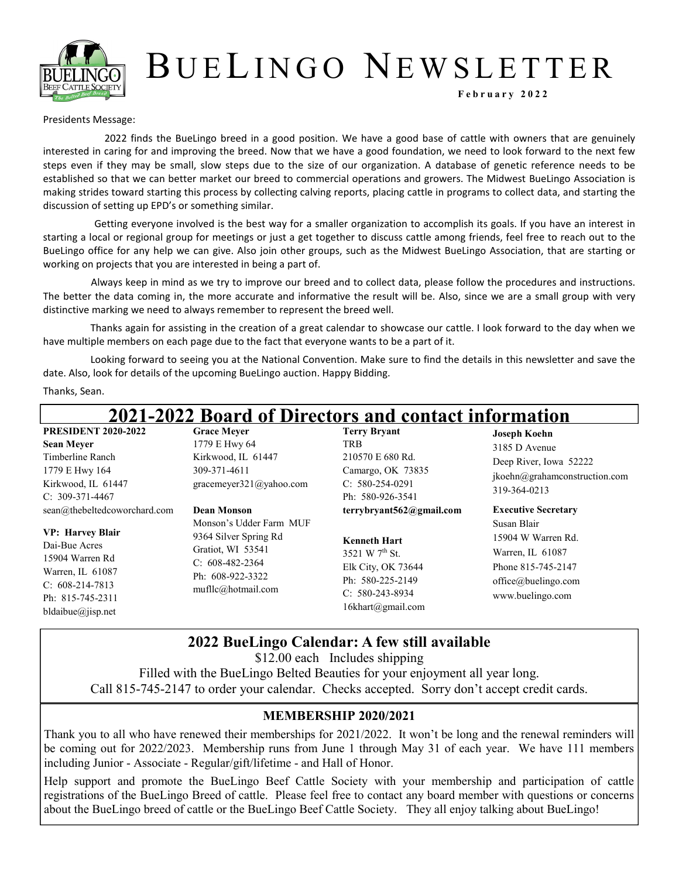# BueLingo Newsletter

**February 2022**

Presidents Message:

2022 finds the BueLingo breed in a good position. We have a good base of cattle with owners that are genuinely interested in caring for and improving the breed. Now that we have a good foundation, we need to look forward to the next few steps even if they may be small, slow steps due to the size of our organization. A database of genetic reference needs to be established so that we can better market our breed to commercial operations and growers. The Midwest BueLingo Association is making strides toward starting this process by collecting calving reports, placing cattle in programs to collect data, and starting the discussion of setting up EPD's or something similar.

Getting everyone involved is the best way for a smaller organization to accomplish its goals. If you have an interest in starting a local or regional group for meetings or just a get together to discuss cattle among friends, feel free to reach out to the BueLingo office for any help we can give. Also join other groups, such as the Midwest BueLingo Association, that are starting or working on projects that you are interested in being a part of.

Always keep in mind as we try to improve our breed and to collect data, please follow the procedures and instructions. The better the data coming in, the more accurate and informative the result will be. Also, since we are a small group with very distinctive marking we need to always remember to represent the breed well.

Thanks again for assisting in the creation of a great calendar to showcase our cattle. I look forward to the day when we have multiple members on each page due to the fact that everyone wants to be a part of it.

Looking forward to seeing you at the National Convention. Make sure to find the details in this newsletter and save the date. Also, look for details of the upcoming BueLingo auction. Happy Bidding.

Thanks, Sean.

## 2021-2022 Board of Directors and contact information

**PRESIDENT 2020-2022**
**Sean Meyer**
Timberline Ranch
1779 E Hwy 164
Kirkwood, IL 61447
C: 309-371-4467
sean@thebeltedcoworchard.com

**VP: Harvey Blair**
Dai-Bue Acres
15904 Warren Rd
Warren, IL 61087
C: 608-214-7813
Ph: 815-745-2311
bldaibue@jisp.net

**Grace Meyer**
1779 E Hwy 64
Kirkwood, IL 61447
309-371-4611
gracemeyer321@yahoo.com

**Dean Monson**
Monson's Udder Farm MUF
9364 Silver Spring Rd
Gratiot, WI 53541
C: 608-482-2364
Ph: 608-922-3322
mufllc@hotmail.com

**Terry Bryant**
TRB
210570 E 680 Rd.
Camargo, OK 73835
C: 580-254-0291
Ph: 580-926-3541
**terrybryant562@gmail.com**

**Kenneth Hart**
3521 W 7th St.
Elk City, OK 73644
Ph: 580-225-2149
C: 580-243-8934
16khart@gmail.com

**Joseph Koehn**
3185 D Avenue
Deep River, Iowa 52222
jkoehn@grahamconstruction.com
319-364-0213

**Executive Secretary**
Susan Blair
15904 W Warren Rd.
Warren, IL 61087
Phone 815-745-2147
office@buelingo.com
www.buelingo.com

## 2022 BueLingo Calendar: A few still available

$12.00 each Includes shipping

Filled with the BueLingo Belted Beauties for your enjoyment all year long.

Call 815-745-2147 to order your calendar. Checks accepted. Sorry don't accept credit cards.

### MEMBERSHIP 2020/2021

Thank you to all who have renewed their memberships for 2021/2022. It won't be long and the renewal reminders will be coming out for 2022/2023. Membership runs from June 1 through May 31 of each year. We have 111 members including Junior - Associate - Regular/gift/lifetime - and Hall of Honor.

Help support and promote the BueLingo Beef Cattle Society with your membership and participation of cattle registrations of the BueLingo Breed of cattle. Please feel free to contact any board member with questions or concerns about the BueLingo breed of cattle or the BueLingo Beef Cattle Society. They all enjoy talking about BueLingo!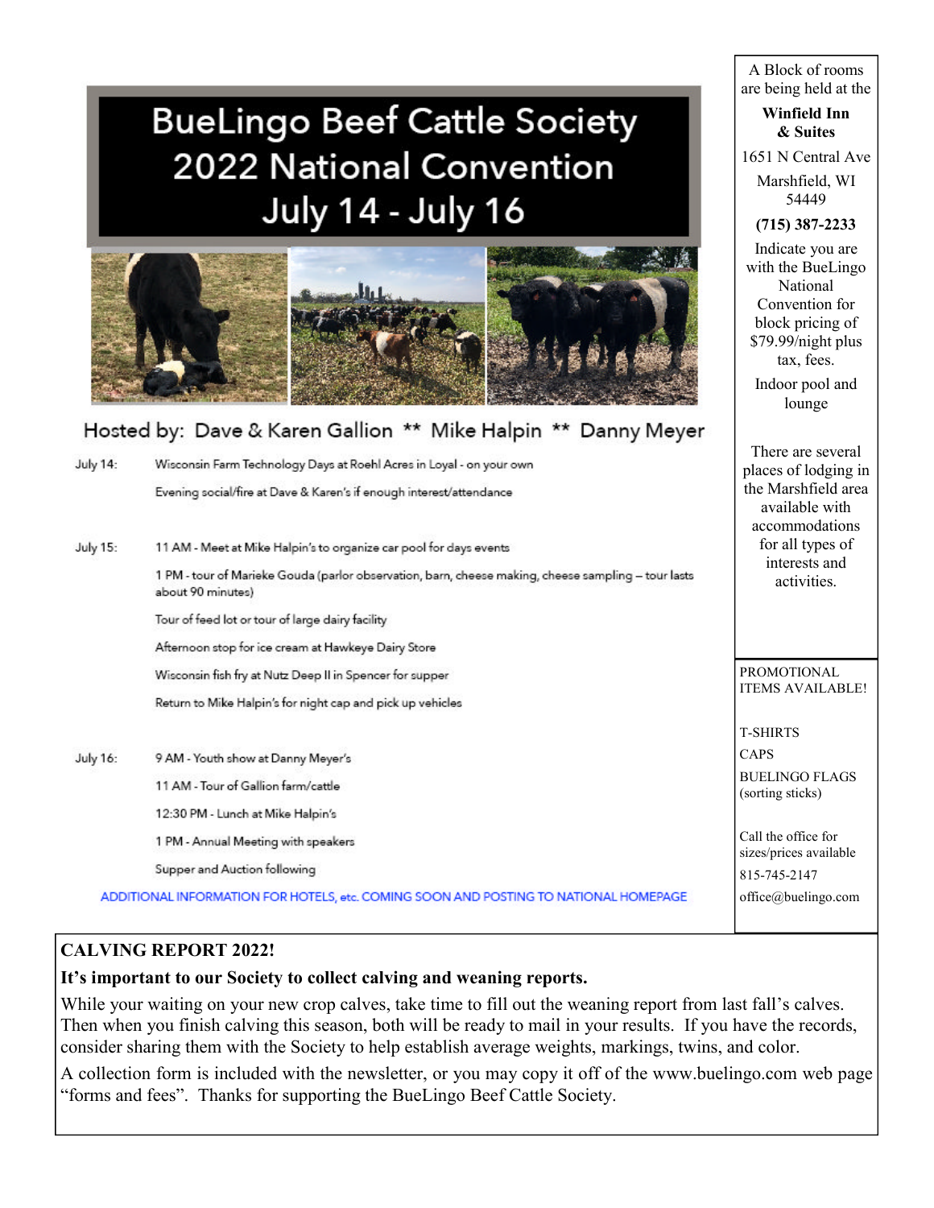# BueLingo Beef Cattle Society 2022 National Convention July 14 - July 16

Hosted by: Dave & Karen Gallion ** Mike Halpin ** Danny Meyer

**July 14:**

Wisconsin Farm Technology Days at Roehl Acres in Loyal - on your own

Evening social/fire at Dave & Karen's if enough interest/attendance

**July 15:**

11 AM - Meet at Mike Halpin's to organize car pool for days events

1 PM - tour of Marieke Gouda (parlor observation, barn, cheese making, cheese sampling – tour lasts about 90 minutes)

Tour of feed lot or tour of large dairy facility

Afternoon stop for ice cream at Hawkeye Dairy Store

Wisconsin fish fry at Nutz Deep II in Spencer for supper

Return to Mike Halpin's for night cap and pick up vehicles

**July 16:**

9 AM - Youth show at Danny Meyer's

11 AM - Tour of Gallion farm/cattle

12:30 PM - Lunch at Mike Halpin's

1 PM - Annual Meeting with speakers

Supper and Auction following

ADDITIONAL INFORMATION FOR HOTELS, etc. COMING SOON AND POSTING TO NATIONAL HOMEPAGE

A Block of rooms are being held at the

**Winfield Inn & Suites**

1651 N Central Ave

Marshfield, WI 54449

**(715) 387-2233**

Indicate you are with the BueLingo National Convention for block pricing of $79.99/night plus tax, fees.

Indoor pool and lounge

There are several places of lodging in the Marshfield area available with accommodations for all types of interests and activities.

PROMOTIONAL ITEMS AVAILABLE!

T-SHIRTS

CAPS

BUELINGO FLAGS (sorting sticks)

Call the office for sizes/prices available

815-745-2147

office@buelingo.com

## CALVING REPORT 2022!

**It's important to our Society to collect calving and weaning reports.**

While your waiting on your new crop calves, take time to fill out the weaning report from last fall's calves. Then when you finish calving this season, both will be ready to mail in your results. If you have the records, consider sharing them with the Society to help establish average weights, markings, twins, and color.

A collection form is included with the newsletter, or you may copy it off of the www.buelingo.com web page "forms and fees". Thanks for supporting the BueLingo Beef Cattle Society.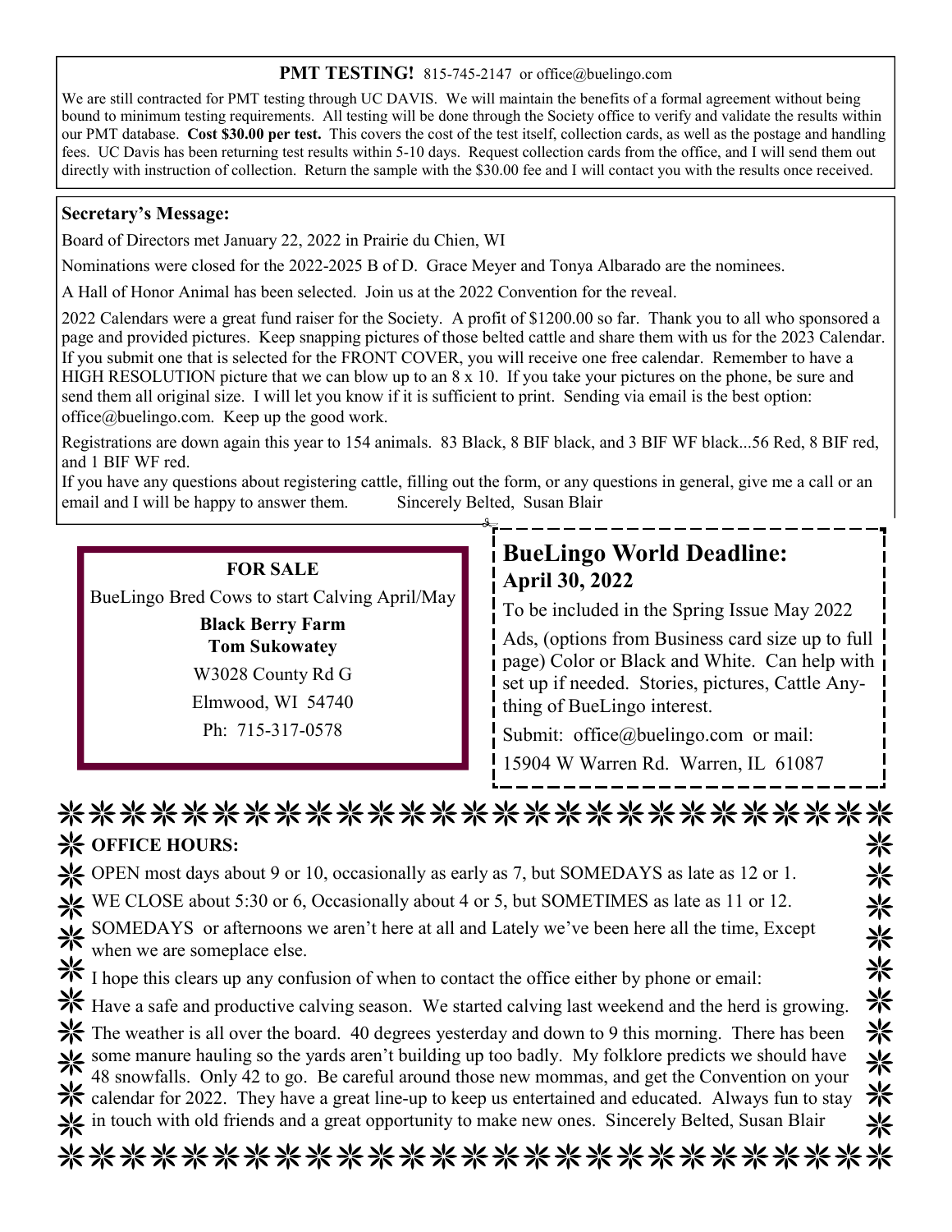## PMT TESTING! 815-745-2147 or office@buelingo.com

We are still contracted for PMT testing through UC DAVIS. We will maintain the benefits of a formal agreement without being bound to minimum testing requirements. All testing will be done through the Society office to verify and validate the results within our PMT database. **Cost $30.00 per test.** This covers the cost of the test itself, collection cards, as well as the postage and handling fees. UC Davis has been returning test results within 5-10 days. Request collection cards from the office, and I will send them out directly with instruction of collection. Return the sample with the $30.00 fee and I will contact you with the results once received.

## Secretary's Message:

Board of Directors met January 22, 2022 in Prairie du Chien, WI

Nominations were closed for the 2022-2025 B of D. Grace Meyer and Tonya Albarado are the nominees.

A Hall of Honor Animal has been selected. Join us at the 2022 Convention for the reveal.

2022 Calendars were a great fund raiser for the Society. A profit of $1200.00 so far. Thank you to all who sponsored a page and provided pictures. Keep snapping pictures of those belted cattle and share them with us for the 2023 Calendar. If you submit one that is selected for the FRONT COVER, you will receive one free calendar. Remember to have a HIGH RESOLUTION picture that we can blow up to an 8 x 10. If you take your pictures on the phone, be sure and send them all original size. I will let you know if it is sufficient to print. Sending via email is the best option: office@buelingo.com. Keep up the good work.

Registrations are down again this year to 154 animals. 83 Black, 8 BIF black, and 3 BIF WF black...56 Red, 8 BIF red, and 1 BIF WF red.

If you have any questions about registering cattle, filling out the form, or any questions in general, give me a call or an email and I will be happy to answer them. Sincerely Belted, Susan Blair

**FOR SALE**

BueLingo Bred Cows to start Calving April/May

**Black Berry Farm**
**Tom Sukowatey**

W3028 County Rd G
Elmwood, WI 54740
Ph: 715-317-0578

## BueLingo World Deadline:
### April 30, 2022

To be included in the Spring Issue May 2022

Ads, (options from Business card size up to full page) Color or Black and White. Can help with set up if needed. Stories, pictures, Cattle Anything of BueLingo interest.

Submit: office@buelingo.com or mail:

15904 W Warren Rd. Warren, IL 61087

## OFFICE HOURS:

OPEN most days about 9 or 10, occasionally as early as 7, but SOMEDAYS as late as 12 or 1.

WE CLOSE about 5:30 or 6, Occasionally about 4 or 5, but SOMETIMES as late as 11 or 12.

SOMEDAYS or afternoons we aren't here at all and Lately we've been here all the time, Except when we are someplace else.

I hope this clears up any confusion of when to contact the office either by phone or email:

Have a safe and productive calving season. We started calving last weekend and the herd is growing. The weather is all over the board. 40 degrees yesterday and down to 9 this morning. There has been some manure hauling so the yards aren't building up too badly. My folklore predicts we should have 48 snowfalls. Only 42 to go. Be careful around those new mommas, and get the Convention on your calendar for 2022. They have a great line-up to keep us entertained and educated. Always fun to stay in touch with old friends and a great opportunity to make new ones. Sincerely Belted, Susan Blair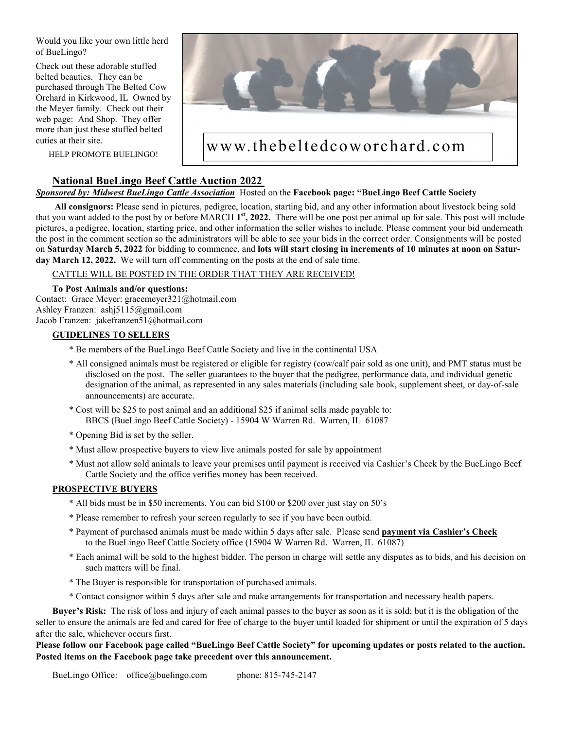Would you like your own little herd of BueLingo?

Check out these adorable stuffed belted beauties. They can be purchased through The Belted Cow Orchard in Kirkwood, IL Owned by the Meyer family. Check out their web page: And Shop. They offer more than just these stuffed belted cuties at their site.

HELP PROMOTE BUELINGO!

www.thebeltedcoworchard.com

## National BueLingo Beef Cattle Auction 2022

***Sponsored by: Midwest BueLingo Cattle Association*** Hosted on the **Facebook page: "BueLingo Beef Cattle Society**

**All consignors:** Please send in pictures, pedigree, location, starting bid, and any other information about livestock being sold that you want added to the post by or before MARCH **1st, 2022.** There will be one post per animal up for sale. This post will include pictures, a pedigree, location, starting price, and other information the seller wishes to include. Please comment your bid underneath the post in the comment section so the administrators will be able to see your bids in the correct order. Consignments will be posted on **Saturday March 5, 2022** for bidding to commence, and **lots will start closing in increments of 10 minutes at noon on Saturday March 12, 2022.** We will turn off commenting on the posts at the end of sale time.

CATTLE WILL BE POSTED IN THE ORDER THAT THEY ARE RECEIVED!

**To Post Animals and/or questions:**

Contact: Grace Meyer: gracemeyer321@hotmail.com
Ashley Franzen: ashj5115@gmail.com
Jacob Franzen: jakefranzen51@hotmail.com

### GUIDELINES TO SELLERS

* Be members of the BueLingo Beef Cattle Society and live in the continental USA
* All consigned animals must be registered or eligible for registry (cow/calf pair sold as one unit), and PMT status must be disclosed on the post. The seller guarantees to the buyer that the pedigree, performance data, and individual genetic designation of the animal, as represented in any sales materials (including sale book, supplement sheet, or day-of-sale announcements) are accurate.
* Cost will be $25 to post animal and an additional $25 if animal sells made payable to: BBCS (BueLingo Beef Cattle Society) - 15904 W Warren Rd. Warren, IL 61087
* Opening Bid is set by the seller.
* Must allow prospective buyers to view live animals posted for sale by appointment
* Must not allow sold animals to leave your premises until payment is received via Cashier's Check by the BueLingo Beef Cattle Society and the office verifies money has been received.

### PROSPECTIVE BUYERS

* All bids must be in $50 increments. You can bid $100 or $200 over just stay on 50's
* Please remember to refresh your screen regularly to see if you have been outbid.
* Payment of purchased animals must be made within 5 days after sale. Please send **payment via Cashier's Check** to the BueLingo Beef Cattle Society office (15904 W Warren Rd. Warren, IL 61087)
* Each animal will be sold to the highest bidder. The person in charge will settle any disputes as to bids, and his decision on such matters will be final.
* The Buyer is responsible for transportation of purchased animals.
* Contact consignor within 5 days after sale and make arrangements for transportation and necessary health papers.

**Buyer's Risk:** The risk of loss and injury of each animal passes to the buyer as soon as it is sold; but it is the obligation of the seller to ensure the animals are fed and cared for free of charge to the buyer until loaded for shipment or until the expiration of 5 days after the sale, whichever occurs first.

**Please follow our Facebook page called "BueLingo Beef Cattle Society" for upcoming updates or posts related to the auction. Posted items on the Facebook page take precedent over this announcement.**

BueLingo Office: office@buelingo.com phone: 815-745-2147